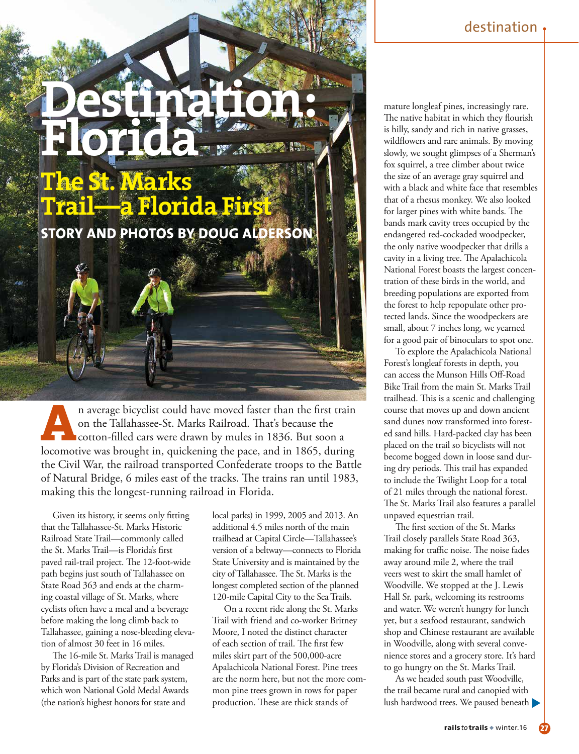# Destination: Florida

## The St. Marks Trail—a Florida First

**STORY AND PHOTOS BY DOUG ALDERSON**

An average bicyclist could have moved faster than the first train on the Tallahassee-St. Marks Railroad. That's because the cotton-filled cars were drawn by mules in 1836. But soon a locomotive was brought in, quickening the pace, and in 1865, during the Civil War, the railroad transported Confederate troops to the Battle of Natural Bridge, 6 miles east of the tracks. The trains ran until 1983, making this the longest-running railroad in Florida.

Given its history, it seems only fitting that the Tallahassee-St. Marks Historic Railroad State Trail—commonly called the St. Marks Trail—is Florida's first paved rail-trail project. The 12-foot-wide path begins just south of Tallahassee on State Road 363 and ends at the charming coastal village of St. Marks, where cyclists often have a meal and a beverage before making the long climb back to Tallahassee, gaining a nose-bleeding elevation of almost 30 feet in 16 miles.

The 16-mile St. Marks Trail is managed by Florida's Division of Recreation and Parks and is part of the state park system, which won National Gold Medal Awards (the nation's highest honors for state and local parks) in 1999, 2005 and 2013. An additional 4.5 miles north of the main trailhead at Capital Circle—Tallahassee's version of a beltway—connects to Florida State University and is maintained by the city of Tallahassee. The St. Marks is the longest completed section of the planned 120-mile Capital City to the Sea Trails.

On a recent ride along the St. Marks Trail with friend and co-worker Britney Moore, I noted the distinct character of each section of trail. The first few miles skirt part of the 500,000-acre Apalachicola National Forest. Pine trees are the norm here, but not the more common pine trees grown in rows for paper production. These are thick stands of mature longleaf pines, increasingly rare. The native habitat in which they flourish is hilly, sandy and rich in native grasses, wildflowers and rare animals. By moving slowly, we sought glimpses of a Sherman's fox squirrel, a tree climber about twice the size of an average gray squirrel and with a black and white face that resembles that of a rhesus monkey. We also looked for larger pines with white bands. The bands mark cavity trees occupied by the endangered red-cockaded woodpecker, the only native woodpecker that drills a cavity in a living tree. The Apalachicola National Forest boasts the largest concentration of these birds in the world, and breeding populations are exported from the forest to help repopulate other protected lands. Since the woodpeckers are small, about 7 inches long, we yearned for a good pair of binoculars to spot one.

To explore the Apalachicola National Forest's longleaf forests in depth, you can access the Munson Hills Off-Road Bike Trail from the main St. Marks Trail trailhead. This is a scenic and challenging course that moves up and down ancient sand dunes now transformed into forested sand hills. Hard-packed clay has been placed on the trail so bicyclists will not become bogged down in loose sand during dry periods. This trail has expanded to include the Twilight Loop for a total of 21 miles through the national forest. The St. Marks Trail also features a parallel unpaved equestrian trail.

The first section of the St. Marks Trail closely parallels State Road 363, making for traffic noise. The noise fades away around mile 2, where the trail veers west to skirt the small hamlet of Woodville. We stopped at the J. Lewis Hall Sr. park, welcoming its restrooms and water. We weren't hungry for lunch yet, but a seafood restaurant, sandwich shop and Chinese restaurant are available in Woodville, along with several convenience stores and a grocery store. It's hard to go hungry on the St. Marks Trail.

As we headed south past Woodville, the trail became rural and canopied with lush hardwood trees. We paused beneath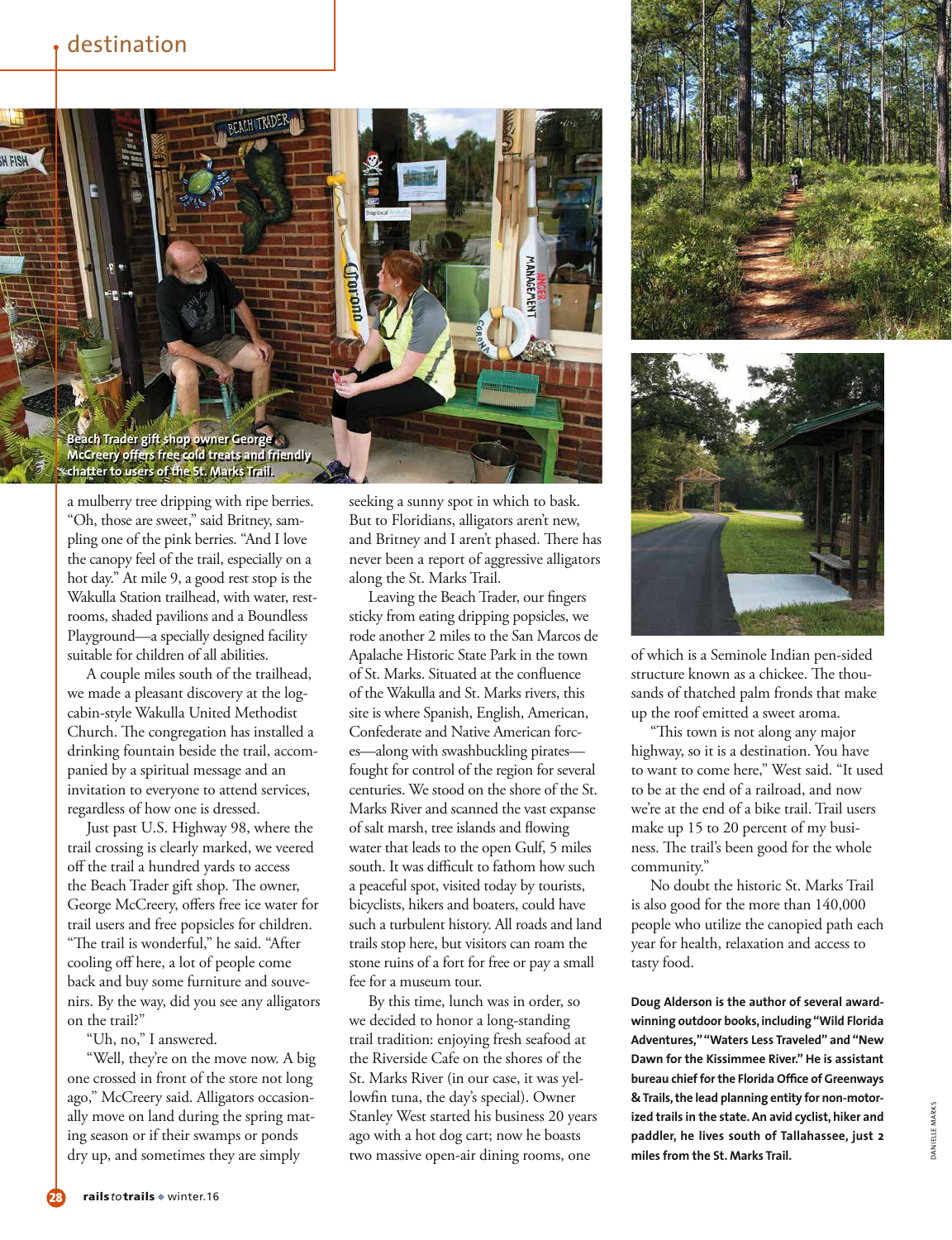Beach Trader gift shop owner George McCreery offers free cold treats and friendly chatter to users of the St. Marks Trail.

a mulberry tree dripping with ripe berries. "Oh, those are sweet," said Britney, sampling one of the pink berries. "And I love the canopy feel of the trail, especially on a hot day." At mile 9, a good rest stop is the Wakulla Station trailhead, with water, restrooms, shaded pavilions and a Boundless Playground—a specially designed facility suitable for children of all abilities.

A couple miles south of the trailhead, we made a pleasant discovery at the log-cabin-style Wakulla United Methodist Church. The congregation has installed a drinking fountain beside the trail, accompanied by a spiritual message and an invitation to everyone to attend services, regardless of how one is dressed.

Just past U.S. Highway 98, where the trail crossing is clearly marked, we veered off the trail a hundred yards to access the Beach Trader gift shop. The owner, George McCreery, offers free ice water for trail users and free popsicles for children. "The trail is wonderful," he said. "After cooling off here, a lot of people come back and buy some furniture and souvenirs. By the way, did you see any alligators on the trail?"

"Uh, no," I answered.

"Well, they're on the move now. A big one crossed in front of the store not long ago," McCreery said. Alligators occasionally move on land during the spring mating season or if their swamps or ponds dry up, and sometimes they are simply seeking a sunny spot in which to bask. But to Floridians, alligators aren't new, and Britney and I aren't phased. There has never been a report of aggressive alligators along the St. Marks Trail.

Leaving the Beach Trader, our fingers sticky from eating dripping popsicles, we rode another 2 miles to the San Marcos de Apalache Historic State Park in the town of St. Marks. Situated at the confluence of the Wakulla and St. Marks rivers, this site is where Spanish, English, American, Confederate and Native American forces—along with swashbuckling pirates—fought for control of the region for several centuries. We stood on the shore of the St. Marks River and scanned the vast expanse of salt marsh, tree islands and flowing water that leads to the open Gulf, 5 miles south. It was difficult to fathom how such a peaceful spot, visited today by tourists, bicyclists, hikers and boaters, could have such a turbulent history. All roads and land trails stop here, but visitors can roam the stone ruins of a fort for free or pay a small fee for a museum tour.

By this time, lunch was in order, so we decided to honor a long-standing trail tradition: enjoying fresh seafood at the Riverside Cafe on the shores of the St. Marks River (in our case, it was yellowfin tuna, the day's special). Owner Stanley West started his business 20 years ago with a hot dog cart; now he boasts two massive open-air dining rooms, one of which is a Seminole Indian pen-sided structure known as a chickee. The thousands of thatched palm fronds that make up the roof emitted a sweet aroma.

"This town is not along any major highway, so it is a destination. You have to want to come here," West said. "It used to be at the end of a railroad, and now we're at the end of a bike trail. Trail users make up 15 to 20 percent of my business. The trail's been good for the whole community."

No doubt the historic St. Marks Trail is also good for the more than 140,000 people who utilize the canopied path each year for health, relaxation and access to tasty food.

**Doug Alderson is the author of several award-winning outdoor books, including "Wild Florida Adventures," "Waters Less Traveled" and "New Dawn for the Kissimmee River." He is assistant bureau chief for the Florida Office of Greenways & Trails, the lead planning entity for non-motorized trails in the state. An avid cyclist, hiker and paddler, he lives south of Tallahassee, just 2 miles from the St. Marks Trail.**

DANIELLE MARKS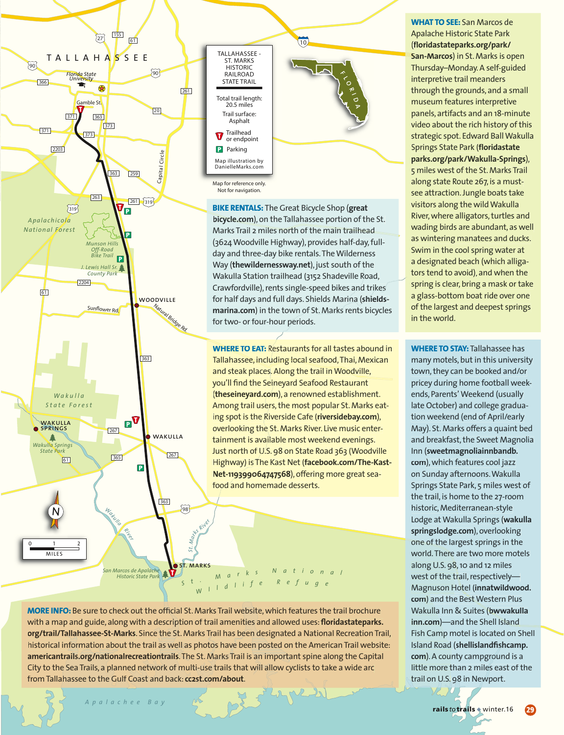TALLAHASSEE - ST. MARKS HISTORIC RAILROAD STATE TRAIL

Total trail length: 20.5 miles

Trail surface: Asphalt

Trailhead or endpoint

Parking

Map illustration by DanielleMarks.com

Map for reference only. Not for navigation.

**BIKE RENTALS:** The Great Bicycle Shop (**greatbicycle.com**), on the Tallahassee portion of the St. Marks Trail 2 miles north of the main trailhead (3624 Woodville Highway), provides half-day, full-day and three-day bike rentals. The Wilderness Way (**thewildernessway.net**), just south of the Wakulla Station trailhead (3152 Shadeville Road, Crawfordville), rents single-speed bikes and trikes for half days and full days. Shields Marina (**shields-marina.com**) in the town of St. Marks rents bicycles for two- or four-hour periods.

**WHERE TO EAT:** Restaurants for all tastes abound in Tallahassee, including local seafood, Thai, Mexican and steak places. Along the trail in Woodville, you'll find the Seineyard Seafood Restaurant (**theseineyard.com**), a renowned establishment. Among trail users, the most popular St. Marks eating spot is the Riverside Cafe (**riversidebay.com**), overlooking the St. Marks River. Live music entertainment is available most weekend evenings. Just north of U.S. 98 on State Road 363 (Woodville Highway) is The Kast Net (**facebook.com/The-Kast-Net-119399064747568**), offering more great seafood and homemade desserts.

**WHAT TO SEE:** San Marcos de Apalache Historic State Park (**floridastateparks.org/park/San-Marcos**) in St. Marks is open Thursday–Monday. A self-guided interpretive trail meanders through the grounds, and a small museum features interpretive panels, artifacts and an 18-minute video about the rich history of this strategic spot. Edward Ball Wakulla Springs State Park (**floridastateparks.org/park/Wakulla-Springs**), 5 miles west of the St. Marks Trail along state Route 267, is a must-see attraction. Jungle boats take visitors along the wild Wakulla River, where alligators, turtles and wading birds are abundant, as well as wintering manatees and ducks. Swim in the cool spring water at a designated beach (which alligators tend to avoid), and when the spring is clear, bring a mask or take a glass-bottom boat ride over one of the largest and deepest springs in the world.

**WHERE TO STAY:** Tallahassee has many motels, but in this university town, they can be booked and/or pricey during home football weekends, Parents' Weekend (usually late October) and college graduation weekend (end of April/early May). St. Marks offers a quaint bed and breakfast, the Sweet Magnolia Inn (**sweetmagnoliainnandb.com**), which features cool jazz on Sunday afternoons. Wakulla Springs State Park, 5 miles west of the trail, is home to the 27-room historic, Mediterranean-style Lodge at Wakulla Springs (**wakullaspringslodge.com**), overlooking one of the largest springs in the world. There are two more motels along U.S. 98, 10 and 12 miles west of the trail, respectively—Magnuson Hotel (**innatwildwood.com**) and the Best Western Plus Wakulla Inn & Suites (**bwwakullainn.com**)—and the Shell Island Fish Camp motel is located on Shell Island Road (**shellislandfishcamp.com**). A county campground is a little more than 2 miles east of the trail on U.S. 98 in Newport.

**MORE INFO:** Be sure to check out the official St. Marks Trail website, which features the trail brochure with a map and guide, along with a description of trail amenities and allowed uses: **floridastateparks.org/trail/Tallahassee-St-Marks**. Since the St. Marks Trail has been designated a National Recreation Trail, historical information about the trail as well as photos have been posted on the American Trail website: **americantrails.org/nationalrecreationtrails**. The St. Marks Trail is an important spine along the Capital City to the Sea Trails, a planned network of multi-use trails that will allow cyclists to take a wide arc from Tallahassee to the Gulf Coast and back: **cc2st.com/about**.